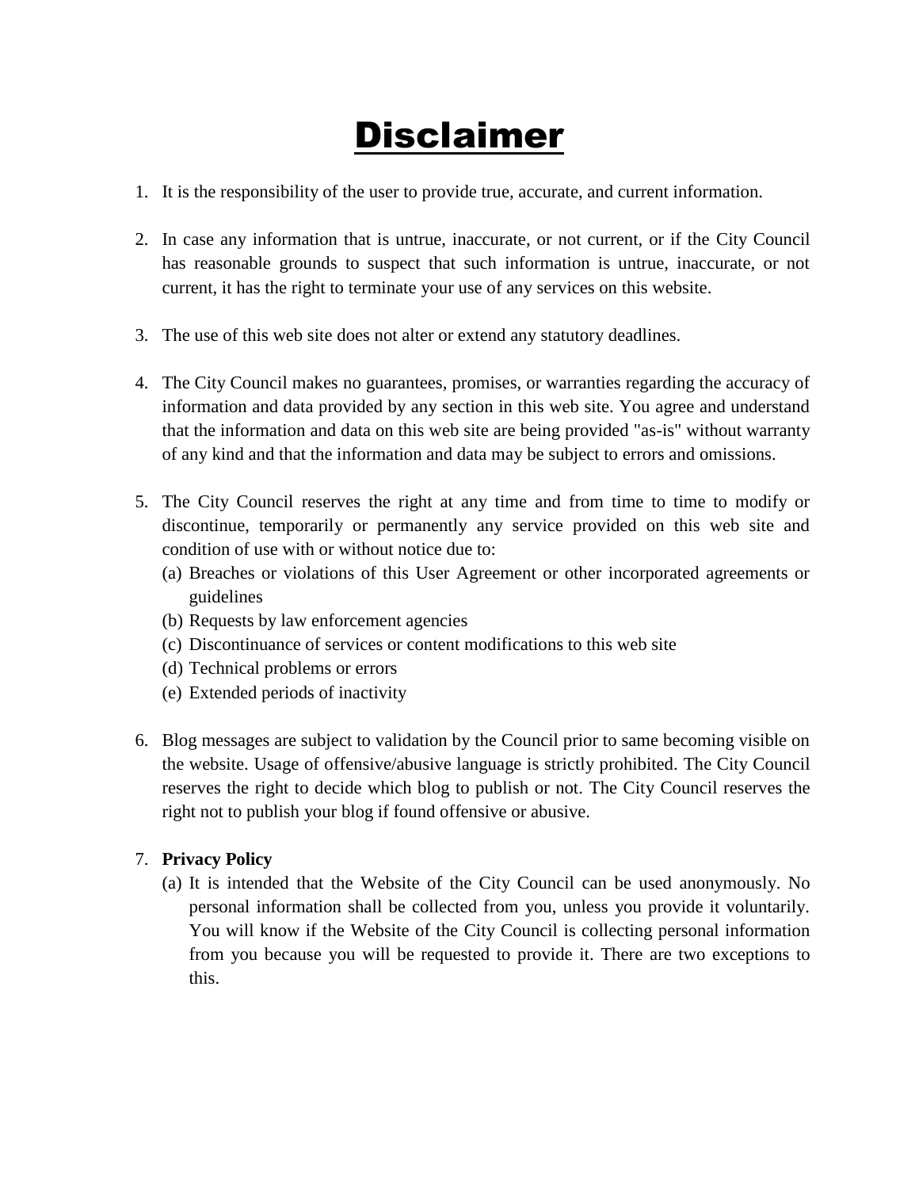# Disclaimer

1. It is the responsibility of the user to provide true, accurate, and current information.

2. In case any information that is untrue, inaccurate, or not current, or if the City Council has reasonable grounds to suspect that such information is untrue, inaccurate, or not current, it has the right to terminate your use of any services on this website.

3. The use of this web site does not alter or extend any statutory deadlines.

4. The City Council makes no guarantees, promises, or warranties regarding the accuracy of information and data provided by any section in this web site. You agree and understand that the information and data on this web site are being provided "as-is" without warranty of any kind and that the information and data may be subject to errors and omissions.

5. The City Council reserves the right at any time and from time to time to modify or discontinue, temporarily or permanently any service provided on this web site and condition of use with or without notice due to:
   (a) Breaches or violations of this User Agreement or other incorporated agreements or guidelines
   (b) Requests by law enforcement agencies
   (c) Discontinuance of services or content modifications to this web site
   (d) Technical problems or errors
   (e) Extended periods of inactivity

6. Blog messages are subject to validation by the Council prior to same becoming visible on the website. Usage of offensive/abusive language is strictly prohibited. The City Council reserves the right to decide which blog to publish or not. The City Council reserves the right not to publish your blog if found offensive or abusive.

7. **Privacy Policy**
   (a) It is intended that the Website of the City Council can be used anonymously. No personal information shall be collected from you, unless you provide it voluntarily. You will know if the Website of the City Council is collecting personal information from you because you will be requested to provide it. There are two exceptions to this.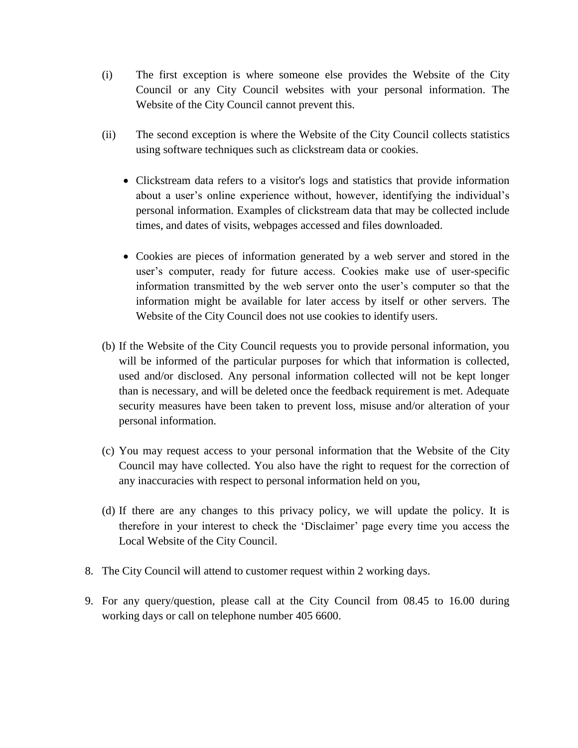(i) The first exception is where someone else provides the Website of the City Council or any City Council websites with your personal information. The Website of the City Council cannot prevent this.

(ii) The second exception is where the Website of the City Council collects statistics using software techniques such as clickstream data or cookies.

- Clickstream data refers to a visitor's logs and statistics that provide information about a user's online experience without, however, identifying the individual's personal information. Examples of clickstream data that may be collected include times, and dates of visits, webpages accessed and files downloaded.

- Cookies are pieces of information generated by a web server and stored in the user's computer, ready for future access. Cookies make use of user-specific information transmitted by the web server onto the user's computer so that the information might be available for later access by itself or other servers. The Website of the City Council does not use cookies to identify users.

(b) If the Website of the City Council requests you to provide personal information, you will be informed of the particular purposes for which that information is collected, used and/or disclosed. Any personal information collected will not be kept longer than is necessary, and will be deleted once the feedback requirement is met. Adequate security measures have been taken to prevent loss, misuse and/or alteration of your personal information.

(c) You may request access to your personal information that the Website of the City Council may have collected. You also have the right to request for the correction of any inaccuracies with respect to personal information held on you,

(d) If there are any changes to this privacy policy, we will update the policy. It is therefore in your interest to check the 'Disclaimer' page every time you access the Local Website of the City Council.

8. The City Council will attend to customer request within 2 working days.

9. For any query/question, please call at the City Council from 08.45 to 16.00 during working days or call on telephone number 405 6600.